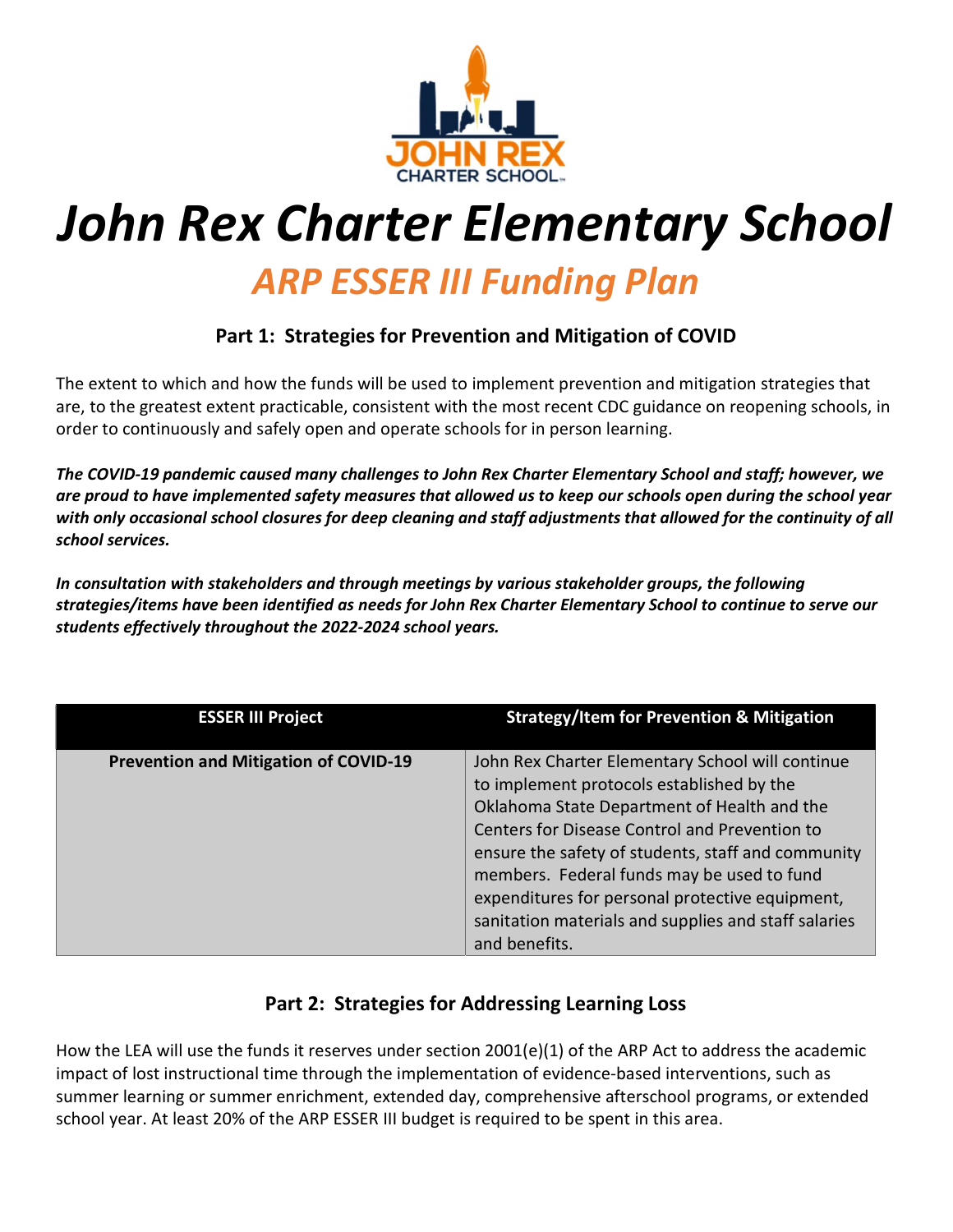# John Rex Charter Elementary School

## ARP ESSER III Funding Plan

### Part 1: Strategies for Prevention and Mitigation of COVID

The extent to which and how the funds will be used to implement prevention and mitigation strategies that are, to the greatest extent practicable, consistent with the most recent CDC guidance on reopening schools, in order to continuously and safely open and operate schools for in person learning.

***The COVID-19 pandemic caused many challenges to John Rex Charter Elementary School and staff; however, we are proud to have implemented safety measures that allowed us to keep our schools open during the school year with only occasional school closures for deep cleaning and staff adjustments that allowed for the continuity of all school services.***

***In consultation with stakeholders and through meetings by various stakeholder groups, the following strategies/items have been identified as needs for John Rex Charter Elementary School to continue to serve our students effectively throughout the 2022-2024 school years.***

| ESSER III Project | Strategy/Item for Prevention & Mitigation |
|---|---|
| **Prevention and Mitigation of COVID-19** | John Rex Charter Elementary School will continue to implement protocols established by the Oklahoma State Department of Health and the Centers for Disease Control and Prevention to ensure the safety of students, staff and community members. Federal funds may be used to fund expenditures for personal protective equipment, sanitation materials and supplies and staff salaries and benefits. |

### Part 2: Strategies for Addressing Learning Loss

How the LEA will use the funds it reserves under section 2001(e)(1) of the ARP Act to address the academic impact of lost instructional time through the implementation of evidence-based interventions, such as summer learning or summer enrichment, extended day, comprehensive afterschool programs, or extended school year. At least 20% of the ARP ESSER III budget is required to be spent in this area.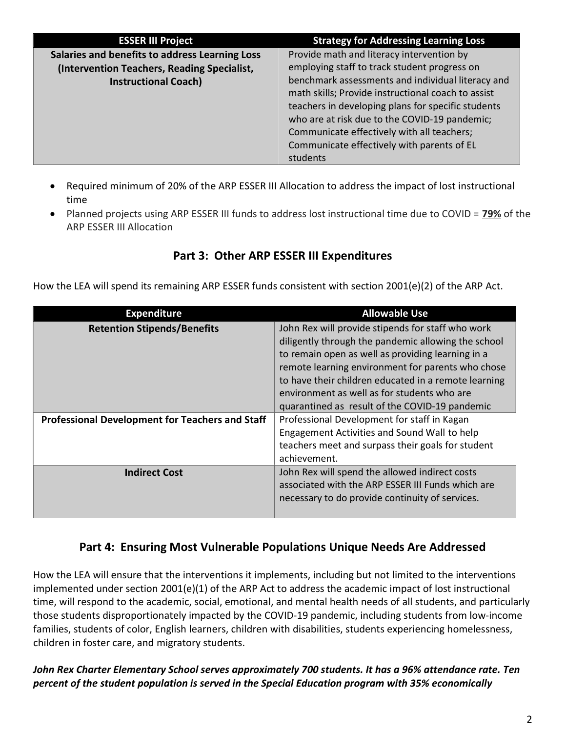| ESSER III Project | Strategy for Addressing Learning Loss |
|---|---|
| **Salaries and benefits to address Learning Loss (Intervention Teachers, Reading Specialist, Instructional Coach)** | Provide math and literacy intervention by employing staff to track student progress on benchmark assessments and individual literacy and math skills; Provide instructional coach to assist teachers in developing plans for specific students who are at risk due to the COVID-19 pandemic; Communicate effectively with all teachers; Communicate effectively with parents of EL students |

- Required minimum of 20% of the ARP ESSER III Allocation to address the impact of lost instructional time
- Planned projects using ARP ESSER III funds to address lost instructional time due to COVID = **79%** of the ARP ESSER III Allocation

## Part 3: Other ARP ESSER III Expenditures

How the LEA will spend its remaining ARP ESSER funds consistent with section 2001(e)(2) of the ARP Act.

| Expenditure | Allowable Use |
|---|---|
| **Retention Stipends/Benefits** | John Rex will provide stipends for staff who work diligently through the pandemic allowing the school to remain open as well as providing learning in a remote learning environment for parents who chose to have their children educated in a remote learning environment as well as for students who are quarantined as result of the COVID-19 pandemic |
| **Professional Development for Teachers and Staff** | Professional Development for staff in Kagan Engagement Activities and Sound Wall to help teachers meet and surpass their goals for student achievement. |
| **Indirect Cost** | John Rex will spend the allowed indirect costs associated with the ARP ESSER III Funds which are necessary to do provide continuity of services. |

## Part 4: Ensuring Most Vulnerable Populations Unique Needs Are Addressed

How the LEA will ensure that the interventions it implements, including but not limited to the interventions implemented under section 2001(e)(1) of the ARP Act to address the academic impact of lost instructional time, will respond to the academic, social, emotional, and mental health needs of all students, and particularly those students disproportionately impacted by the COVID-19 pandemic, including students from low-income families, students of color, English learners, children with disabilities, students experiencing homelessness, children in foster care, and migratory students.

***John Rex Charter Elementary School serves approximately 700 students. It has a 96% attendance rate. Ten percent of the student population is served in the Special Education program with 35% economically***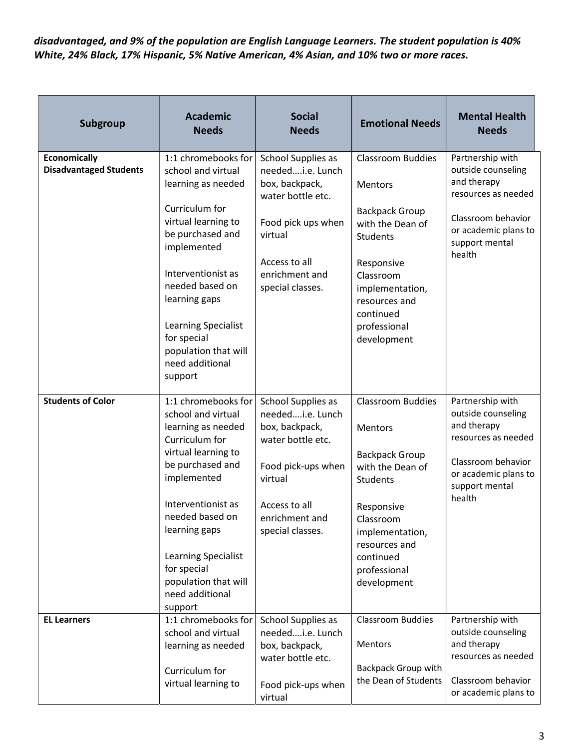***disadvantaged, and 9% of the population are English Language Learners. The student population is 40% White, 24% Black, 17% Hispanic, 5% Native American, 4% Asian, and 10% two or more races.***

| Subgroup | Academic Needs | Social Needs | Emotional Needs | Mental Health Needs |
|---|---|---|---|---|
| **Economically Disadvantaged Students** | 1:1 chromebooks for school and virtual learning as needed<br><br>Curriculum for virtual learning to be purchased and implemented<br><br>Interventionist as needed based on learning gaps<br><br>Learning Specialist for special population that will need additional support | School Supplies as needed….i.e. Lunch box, backpack, water bottle etc.<br><br>Food pick ups when virtual<br><br>Access to all enrichment and special classes. | Classroom Buddies<br><br>Mentors<br><br>Backpack Group with the Dean of Students<br><br>Responsive Classroom implementation, resources and continued professional development | Partnership with outside counseling and therapy resources as needed<br><br>Classroom behavior or academic plans to support mental health |
| **Students of Color** | 1:1 chromebooks for school and virtual learning as needed Curriculum for virtual learning to be purchased and implemented<br><br>Interventionist as needed based on learning gaps<br><br>Learning Specialist for special population that will need additional support | School Supplies as needed….i.e. Lunch box, backpack, water bottle etc.<br><br>Food pick-ups when virtual<br><br>Access to all enrichment and special classes. | Classroom Buddies<br><br>Mentors<br><br>Backpack Group with the Dean of Students<br><br>Responsive Classroom implementation, resources and continued professional development | Partnership with outside counseling and therapy resources as needed<br><br>Classroom behavior or academic plans to support mental health |
| **EL Learners** | 1:1 chromebooks for school and virtual learning as needed<br><br>Curriculum for virtual learning to | School Supplies as needed….i.e. Lunch box, backpack, water bottle etc.<br><br>Food pick-ups when virtual | Classroom Buddies<br><br>Mentors<br><br>Backpack Group with the Dean of Students | Partnership with outside counseling and therapy resources as needed<br><br>Classroom behavior or academic plans to |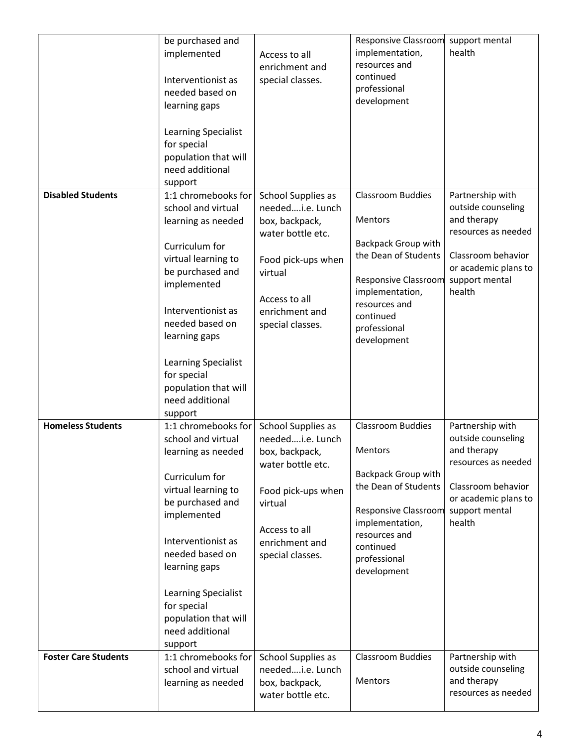| | | | | |
|---|---|---|---|---|
| | be purchased and implemented<br><br>Interventionist as needed based on learning gaps<br><br>Learning Specialist for special population that will need additional support | Access to all enrichment and special classes. | Responsive Classroom implementation, resources and continued professional development | support mental health |
| **Disabled Students** | 1:1 chromebooks for school and virtual learning as needed<br><br>Curriculum for virtual learning to be purchased and implemented<br><br>Interventionist as needed based on learning gaps<br><br>Learning Specialist for special population that will need additional support | School Supplies as needed….i.e. Lunch box, backpack, water bottle etc.<br><br>Food pick-ups when virtual<br><br>Access to all enrichment and special classes. | Classroom Buddies<br><br>Mentors<br><br>Backpack Group with the Dean of Students<br><br>Responsive Classroom implementation, resources and continued professional development | Partnership with outside counseling and therapy resources as needed<br><br>Classroom behavior or academic plans to support mental health |
| **Homeless Students** | 1:1 chromebooks for school and virtual learning as needed<br><br>Curriculum for virtual learning to be purchased and implemented<br><br>Interventionist as needed based on learning gaps<br><br>Learning Specialist for special population that will need additional support | School Supplies as needed….i.e. Lunch box, backpack, water bottle etc.<br><br>Food pick-ups when virtual<br><br>Access to all enrichment and special classes. | Classroom Buddies<br><br>Mentors<br><br>Backpack Group with the Dean of Students<br><br>Responsive Classroom implementation, resources and continued professional development | Partnership with outside counseling and therapy resources as needed<br><br>Classroom behavior or academic plans to support mental health |
| **Foster Care Students** | 1:1 chromebooks for school and virtual learning as needed | School Supplies as needed….i.e. Lunch box, backpack, water bottle etc. | Classroom Buddies<br><br>Mentors | Partnership with outside counseling and therapy resources as needed |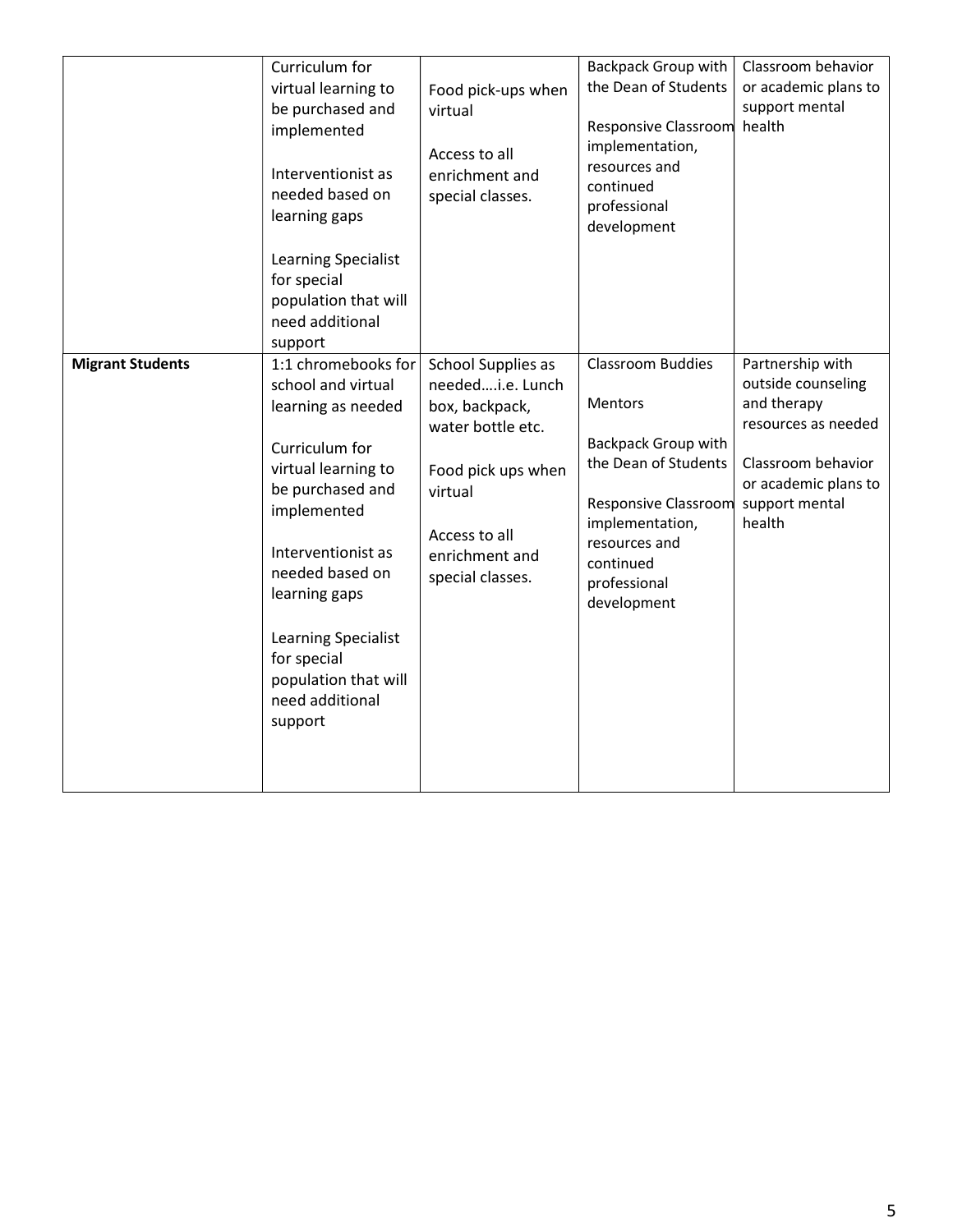| | | | | |
|---|---|---|---|---|
| | Curriculum for virtual learning to be purchased and implemented<br><br>Interventionist as needed based on learning gaps<br><br>Learning Specialist for special population that will need additional support | Food pick-ups when virtual<br><br>Access to all enrichment and special classes. | Backpack Group with the Dean of Students<br><br>Responsive Classroom implementation, resources and continued professional development | Classroom behavior or academic plans to support mental health |
| **Migrant Students** | 1:1 chromebooks for school and virtual learning as needed<br><br>Curriculum for virtual learning to be purchased and implemented<br><br>Interventionist as needed based on learning gaps<br><br>Learning Specialist for special population that will need additional support | School Supplies as needed….i.e. Lunch box, backpack, water bottle etc.<br><br>Food pick ups when virtual<br><br>Access to all enrichment and special classes. | Classroom Buddies<br><br>Mentors<br><br>Backpack Group with the Dean of Students<br><br>Responsive Classroom implementation, resources and continued professional development | Partnership with outside counseling and therapy resources as needed<br><br>Classroom behavior or academic plans to support mental health |